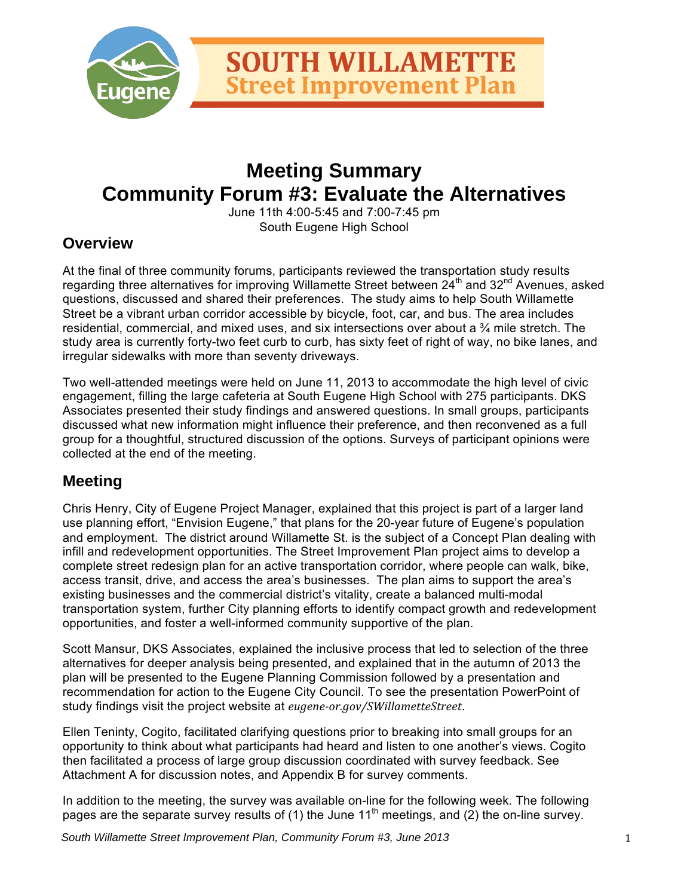# SOUTH WILLAMETTE
## Street Improvement Plan

# Meeting Summary
# Community Forum #3: Evaluate the Alternatives

June 11th 4:00-5:45 and 7:00-7:45 pm
South Eugene High School

## Overview

At the final of three community forums, participants reviewed the transportation study results regarding three alternatives for improving Willamette Street between 24th and 32nd Avenues, asked questions, discussed and shared their preferences. The study aims to help South Willamette Street be a vibrant urban corridor accessible by bicycle, foot, car, and bus. The area includes residential, commercial, and mixed uses, and six intersections over about a ¾ mile stretch. The study area is currently forty-two feet curb to curb, has sixty feet of right of way, no bike lanes, and irregular sidewalks with more than seventy driveways.

Two well-attended meetings were held on June 11, 2013 to accommodate the high level of civic engagement, filling the large cafeteria at South Eugene High School with 275 participants. DKS Associates presented their study findings and answered questions. In small groups, participants discussed what new information might influence their preference, and then reconvened as a full group for a thoughtful, structured discussion of the options. Surveys of participant opinions were collected at the end of the meeting.

## Meeting

Chris Henry, City of Eugene Project Manager, explained that this project is part of a larger land use planning effort, "Envision Eugene," that plans for the 20-year future of Eugene's population and employment. The district around Willamette St. is the subject of a Concept Plan dealing with infill and redevelopment opportunities. The Street Improvement Plan project aims to develop a complete street redesign plan for an active transportation corridor, where people can walk, bike, access transit, drive, and access the area's businesses. The plan aims to support the area's existing businesses and the commercial district's vitality, create a balanced multi-modal transportation system, further City planning efforts to identify compact growth and redevelopment opportunities, and foster a well-informed community supportive of the plan.

Scott Mansur, DKS Associates, explained the inclusive process that led to selection of the three alternatives for deeper analysis being presented, and explained that in the autumn of 2013 the plan will be presented to the Eugene Planning Commission followed by a presentation and recommendation for action to the Eugene City Council. To see the presentation PowerPoint of study findings visit the project website at *eugene-or.gov/SWillametteStreet*.

Ellen Teninty, Cogito, facilitated clarifying questions prior to breaking into small groups for an opportunity to think about what participants had heard and listen to one another's views. Cogito then facilitated a process of large group discussion coordinated with survey feedback. See Attachment A for discussion notes, and Appendix B for survey comments.

In addition to the meeting, the survey was available on-line for the following week. The following pages are the separate survey results of (1) the June 11th meetings, and (2) the on-line survey.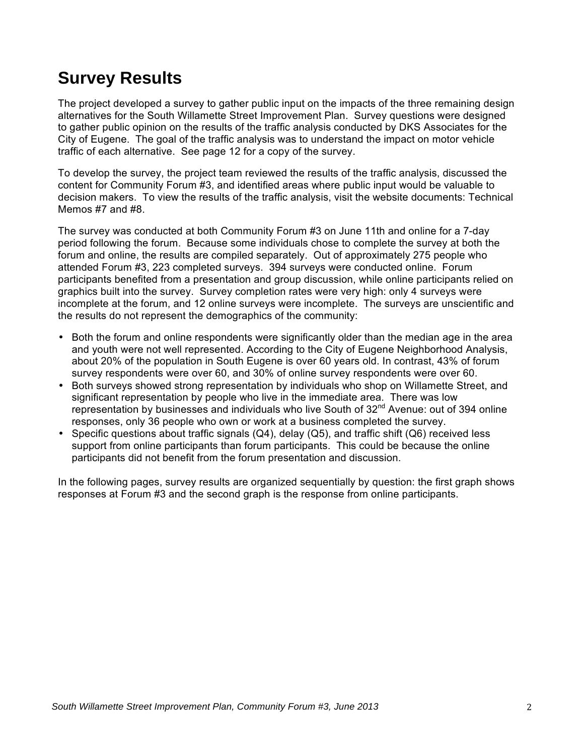# Survey Results

The project developed a survey to gather public input on the impacts of the three remaining design alternatives for the South Willamette Street Improvement Plan. Survey questions were designed to gather public opinion on the results of the traffic analysis conducted by DKS Associates for the City of Eugene. The goal of the traffic analysis was to understand the impact on motor vehicle traffic of each alternative. See page 12 for a copy of the survey.

To develop the survey, the project team reviewed the results of the traffic analysis, discussed the content for Community Forum #3, and identified areas where public input would be valuable to decision makers. To view the results of the traffic analysis, visit the website documents: Technical Memos #7 and #8.

The survey was conducted at both Community Forum #3 on June 11th and online for a 7-day period following the forum. Because some individuals chose to complete the survey at both the forum and online, the results are compiled separately. Out of approximately 275 people who attended Forum #3, 223 completed surveys. 394 surveys were conducted online. Forum participants benefited from a presentation and group discussion, while online participants relied on graphics built into the survey. Survey completion rates were very high: only 4 surveys were incomplete at the forum, and 12 online surveys were incomplete. The surveys are unscientific and the results do not represent the demographics of the community:

- Both the forum and online respondents were significantly older than the median age in the area and youth were not well represented. According to the City of Eugene Neighborhood Analysis, about 20% of the population in South Eugene is over 60 years old. In contrast, 43% of forum survey respondents were over 60, and 30% of online survey respondents were over 60.
- Both surveys showed strong representation by individuals who shop on Willamette Street, and significant representation by people who live in the immediate area. There was low representation by businesses and individuals who live South of 32nd Avenue: out of 394 online responses, only 36 people who own or work at a business completed the survey.
- Specific questions about traffic signals (Q4), delay (Q5), and traffic shift (Q6) received less support from online participants than forum participants. This could be because the online participants did not benefit from the forum presentation and discussion.

In the following pages, survey results are organized sequentially by question: the first graph shows responses at Forum #3 and the second graph is the response from online participants.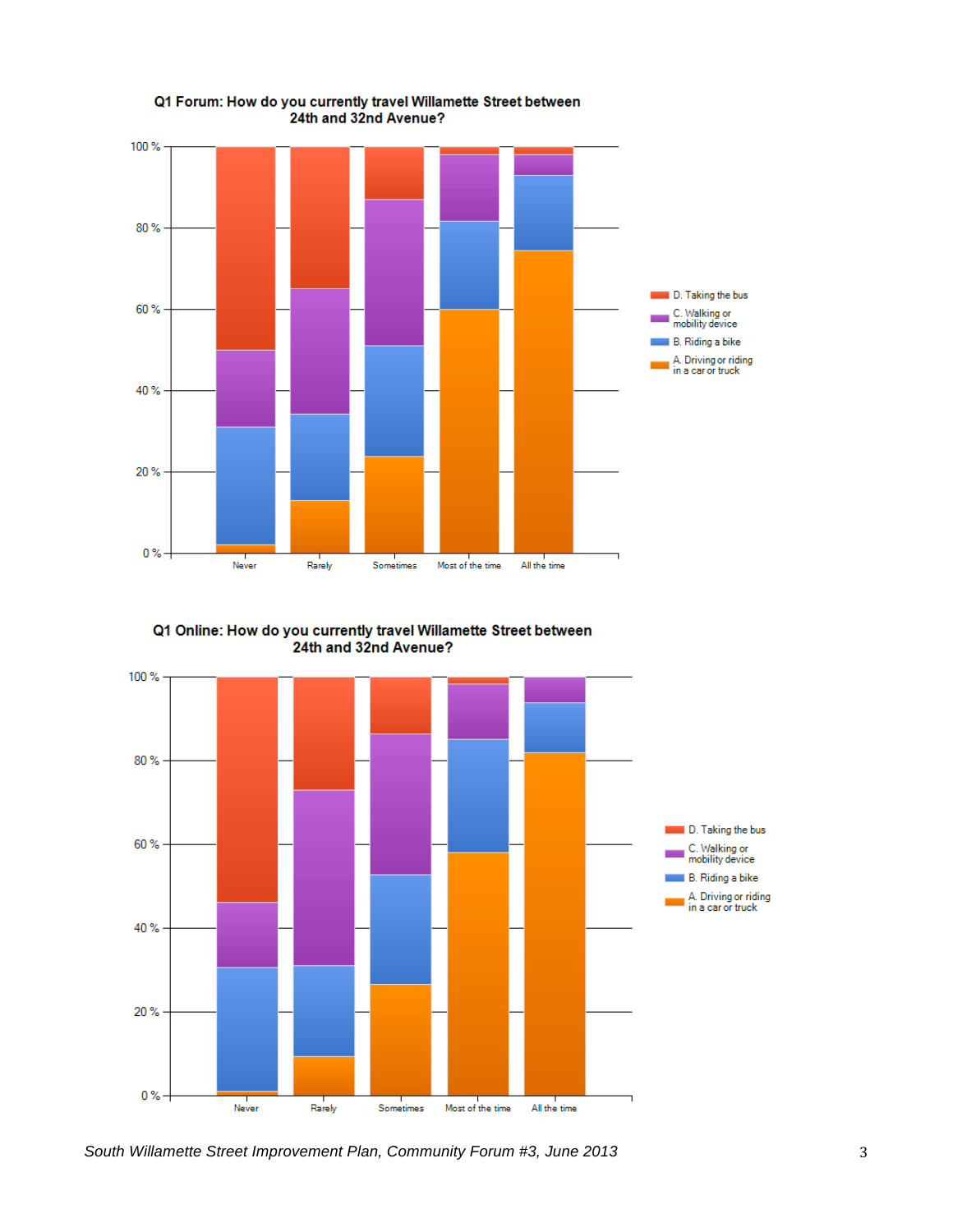**Q1 Forum: How do you currently travel Willamette Street between 24th and 32nd Avenue?**

**Q1 Online: How do you currently travel Willamette Street between 24th and 32nd Avenue?**

*South Willamette Street Improvement Plan, Community Forum #3, June 2013*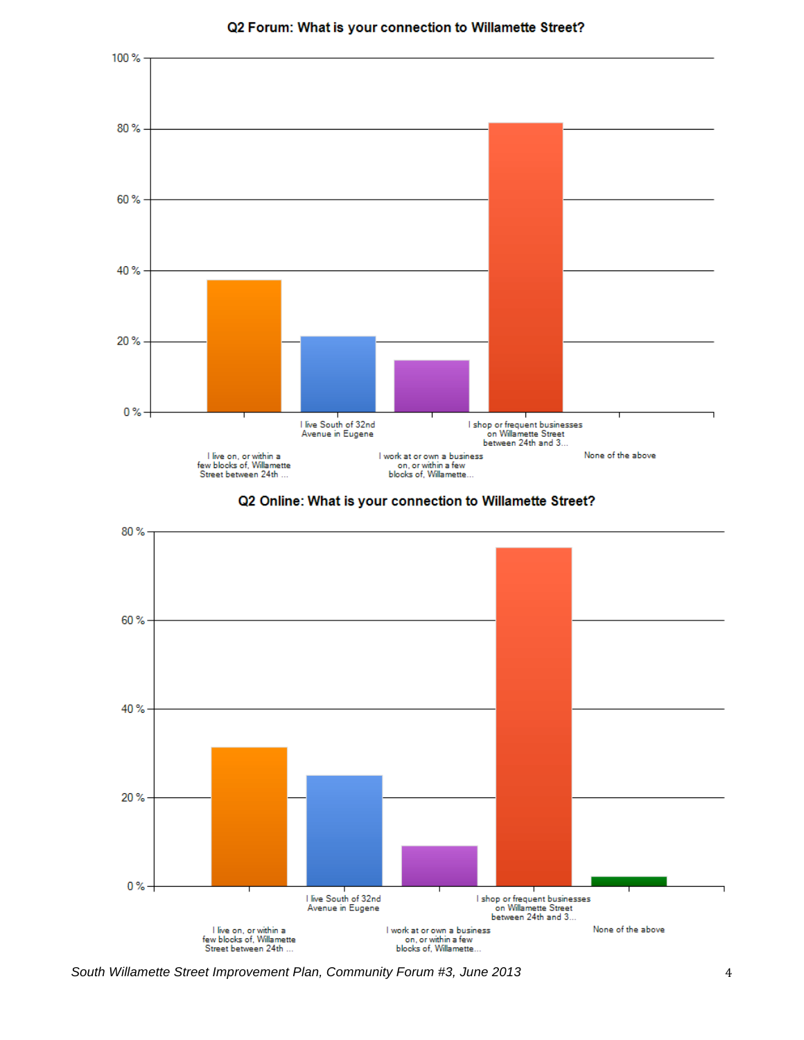**Q2 Forum: What is your connection to Willamette Street?**

100 %
80 %
60 %
40 %
20 %
0 %

I live on, or within a few blocks of, Willamette Street between 24th ...

I live South of 32nd Avenue in Eugene

I work at or own a business on, or within a few blocks of, Willamette...

I shop or frequent businesses on Willamette Street between 24th and 3...

None of the above

**Q2 Online: What is your connection to Willamette Street?**

80 %
60 %
40 %
20 %
0 %

I live on, or within a few blocks of, Willamette Street between 24th ...

I live South of 32nd Avenue in Eugene

I work at or own a business on, or within a few blocks of, Willamette...

I shop or frequent businesses on Willamette Street between 24th and 3...

None of the above

*South Willamette Street Improvement Plan, Community Forum #3, June 2013*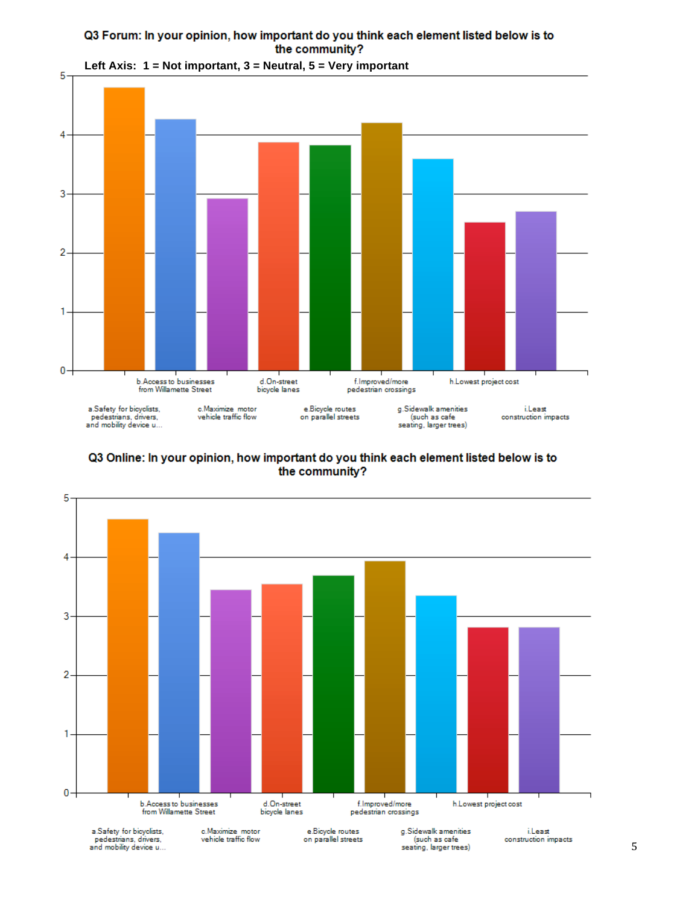**Q3 Forum: In your opinion, how important do you think each element listed below is to the community?**

**Left Axis: 1 = Not important, 3 = Neutral, 5 = Very important**

Chart categories:

- a.Safety for bicyclists, pedestrians, drivers, and mobility device u...
- b.Access to businesses from Willamette Street
- c.Maximize motor vehicle traffic flow
- d.On-street bicycle lanes
- e.Bicycle routes on parallel streets
- f.Improved/more pedestrian crossings
- g.Sidewalk amenities (such as cafe seating, larger trees)
- h.Lowest project cost
- i.Least construction impacts

**Q3 Online: In your opinion, how important do you think each element listed below is to the community?**

Chart categories:

- a.Safety for bicyclists, pedestrians, drivers, and mobility device u...
- b.Access to businesses from Willamette Street
- c.Maximize motor vehicle traffic flow
- d.On-street bicycle lanes
- e.Bicycle routes on parallel streets
- f.Improved/more pedestrian crossings
- g.Sidewalk amenities (such as cafe seating, larger trees)
- h.Lowest project cost
- i.Least construction impacts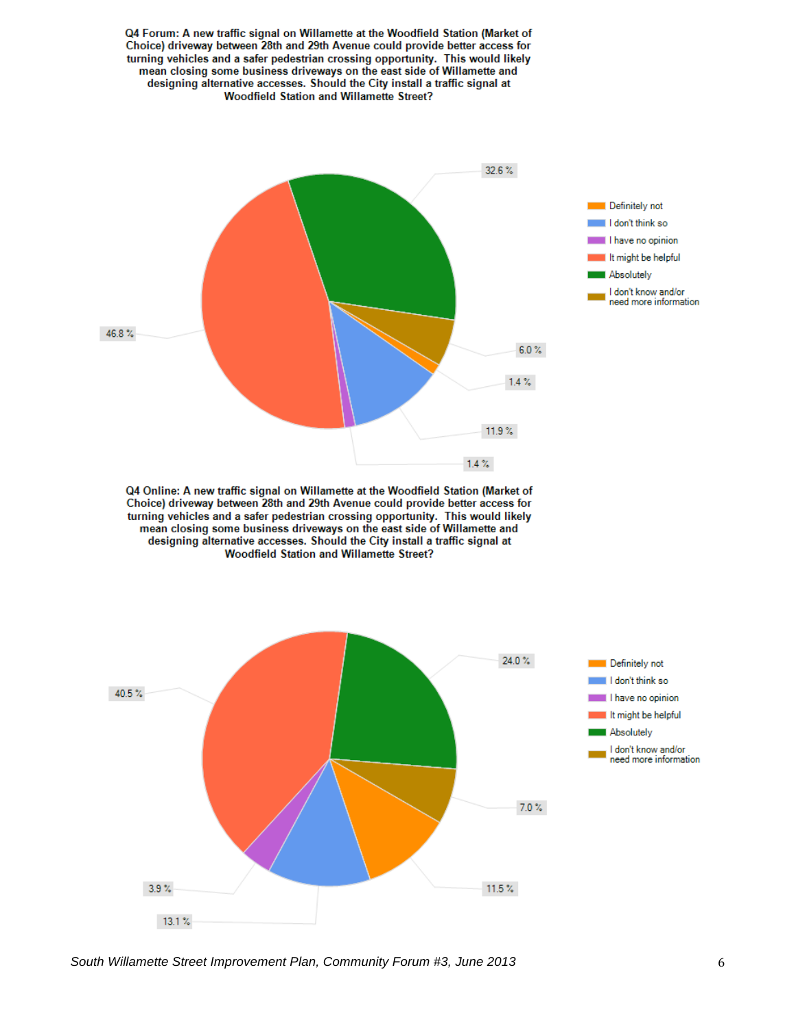**Q4 Forum: A new traffic signal on Willamette at the Woodfield Station (Market of Choice) driveway between 28th and 29th Avenue could provide better access for turning vehicles and a safer pedestrian crossing opportunity. This would likely mean closing some business driveways on the east side of Willamette and designing alternative accesses. Should the City install a traffic signal at Woodfield Station and Willamette Street?**

| Response | Percent |
| --- | --- |
| Definitely not | 1.4 % |
| I don't think so | 11.9 % |
| I have no opinion | 1.4 % |
| It might be helpful | 46.8 % |
| Absolutely | 32.6 % |
| I don't know and/or need more information | 6.0 % |

**Q4 Online: A new traffic signal on Willamette at the Woodfield Station (Market of Choice) driveway between 28th and 29th Avenue could provide better access for turning vehicles and a safer pedestrian crossing opportunity. This would likely mean closing some business driveways on the east side of Willamette and designing alternative accesses. Should the City install a traffic signal at Woodfield Station and Willamette Street?**

| Response | Percent |
| --- | --- |
| Definitely not | 11.5 % |
| I don't think so | 13.1 % |
| I have no opinion | 3.9 % |
| It might be helpful | 40.5 % |
| Absolutely | 24.0 % |
| I don't know and/or need more information | 7.0 % |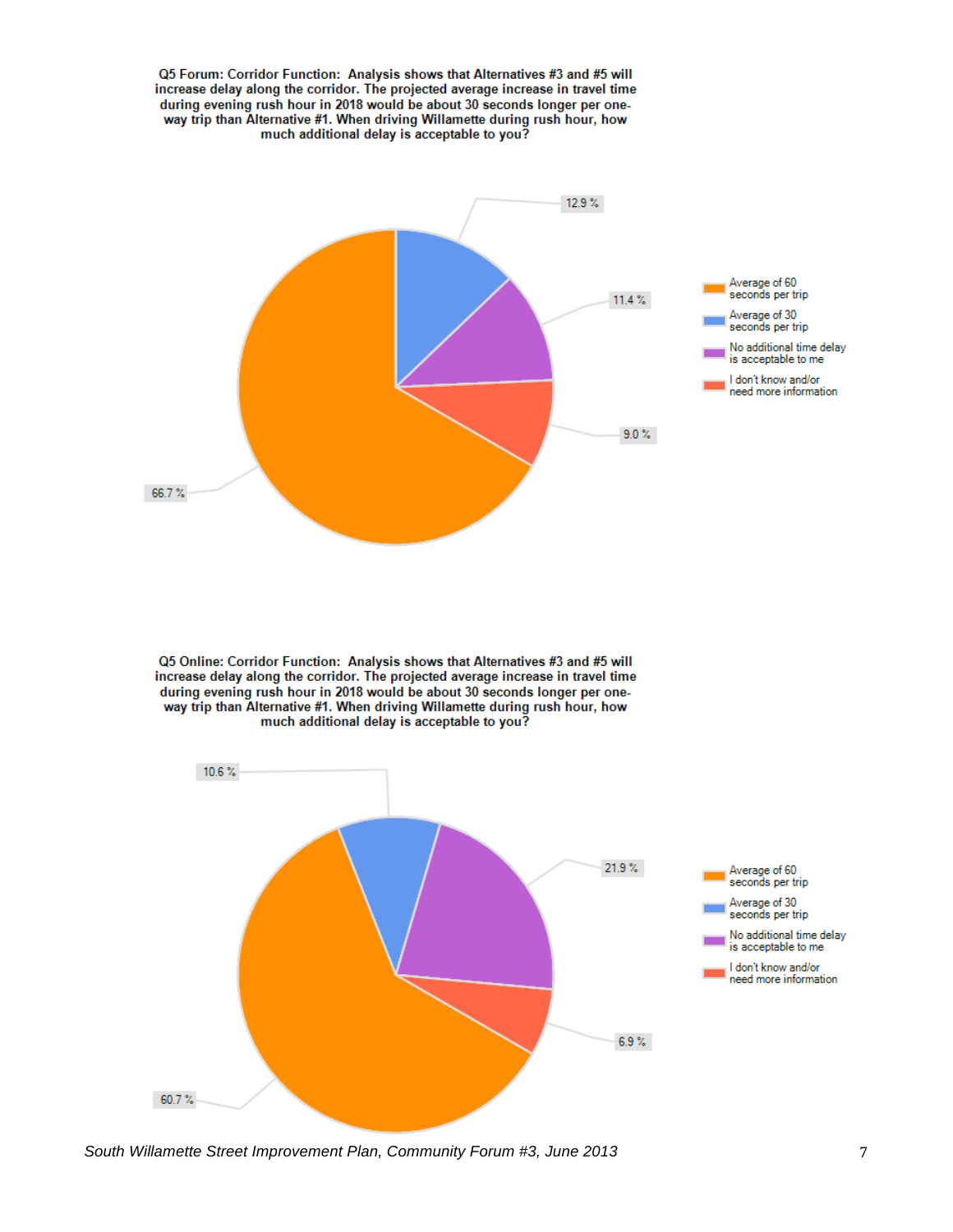**Q5 Forum: Corridor Function: Analysis shows that Alternatives #3 and #5 will increase delay along the corridor. The projected average increase in travel time during evening rush hour in 2018 would be about 30 seconds longer per one-way trip than Alternative #1. When driving Willamette during rush hour, how much additional delay is acceptable to you?**

| Response | Percent |
|---|---|
| Average of 60 seconds per trip | 66.7 % |
| Average of 30 seconds per trip | 12.9 % |
| No additional time delay is acceptable to me | 11.4 % |
| I don't know and/or need more information | 9.0 % |

**Q5 Online: Corridor Function: Analysis shows that Alternatives #3 and #5 will increase delay along the corridor. The projected average increase in travel time during evening rush hour in 2018 would be about 30 seconds longer per one-way trip than Alternative #1. When driving Willamette during rush hour, how much additional delay is acceptable to you?**

| Response | Percent |
|---|---|
| Average of 60 seconds per trip | 60.7 % |
| Average of 30 seconds per trip | 10.6 % |
| No additional time delay is acceptable to me | 21.9 % |
| I don't know and/or need more information | 6.9 % |

*South Willamette Street Improvement Plan, Community Forum #3, June 2013*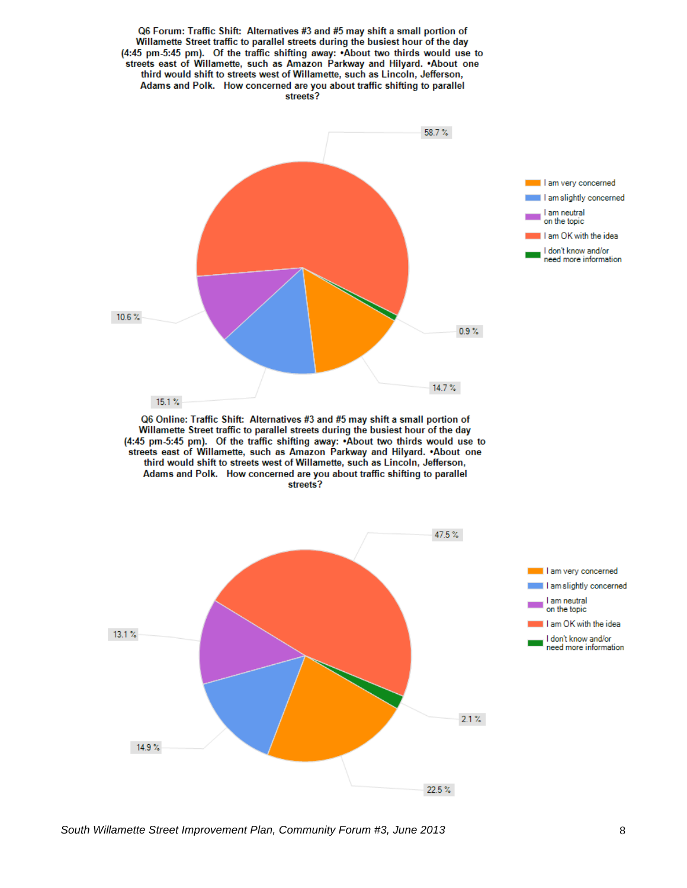**Q6 Forum: Traffic Shift: Alternatives #3 and #5 may shift a small portion of Willamette Street traffic to parallel streets during the busiest hour of the day (4:45 pm-5:45 pm). Of the traffic shifting away: •About two thirds would use to streets east of Willamette, such as Amazon Parkway and Hilyard. •About one third would shift to streets west of Willamette, such as Lincoln, Jefferson, Adams and Polk. How concerned are you about traffic shifting to parallel streets?**

| Response | Percent |
|---|---|
| I am very concerned | 14.7 % |
| I am slightly concerned | 15.1 % |
| I am neutral on the topic | 10.6 % |
| I am OK with the idea | 58.7 % |
| I don't know and/or need more information | 0.9 % |

**Q6 Online: Traffic Shift: Alternatives #3 and #5 may shift a small portion of Willamette Street traffic to parallel streets during the busiest hour of the day (4:45 pm-5:45 pm). Of the traffic shifting away: •About two thirds would use to streets east of Willamette, such as Amazon Parkway and Hilyard. •About one third would shift to streets west of Willamette, such as Lincoln, Jefferson, Adams and Polk. How concerned are you about traffic shifting to parallel streets?**

| Response | Percent |
|---|---|
| I am very concerned | 22.5 % |
| I am slightly concerned | 14.9 % |
| I am neutral on the topic | 13.1 % |
| I am OK with the idea | 47.5 % |
| I don't know and/or need more information | 2.1 % |

*South Willamette Street Improvement Plan, Community Forum #3, June 2013*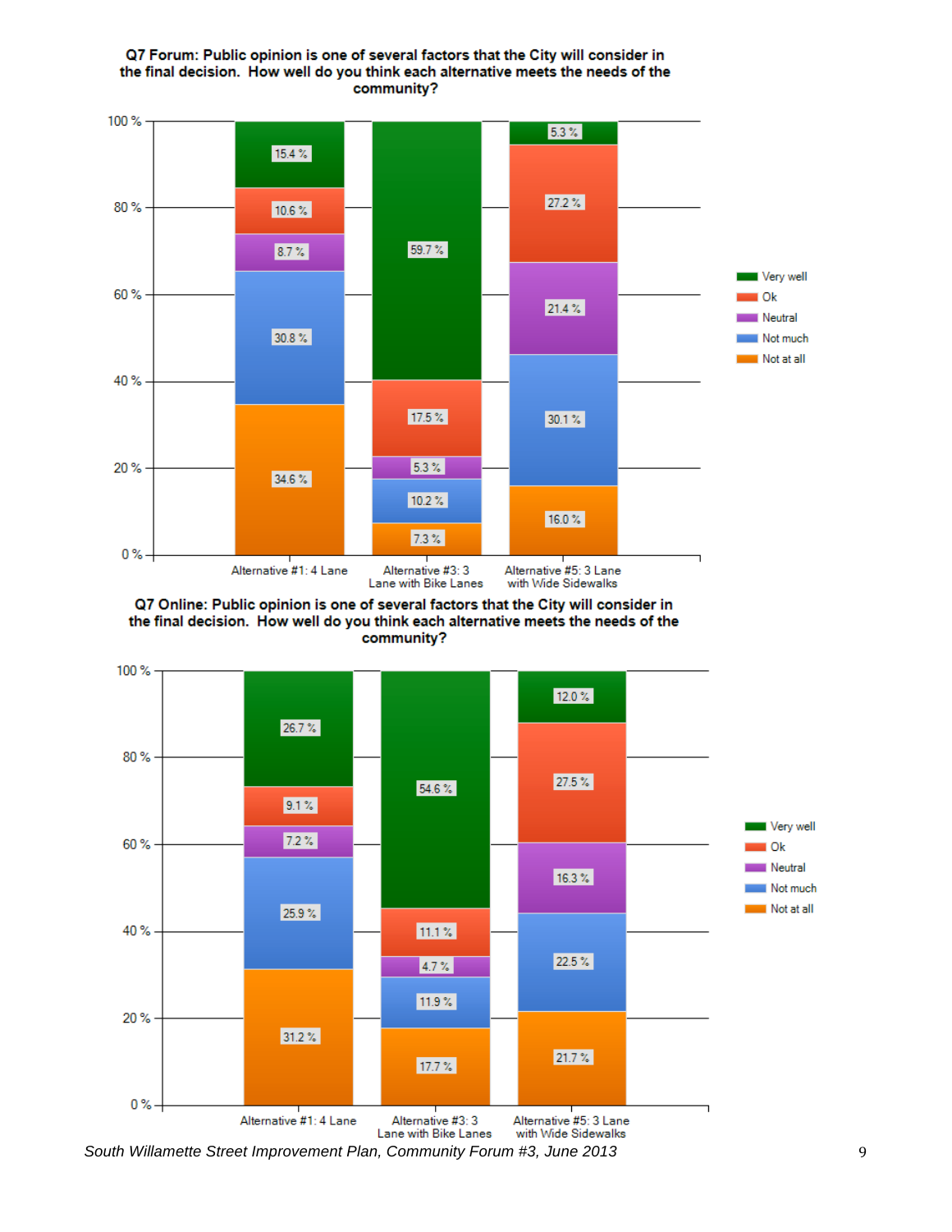**Q7 Forum: Public opinion is one of several factors that the City will consider in the final decision. How well do you think each alternative meets the needs of the community?**

| | Alternative #1: 4 Lane | Alternative #3: 3 Lane with Bike Lanes | Alternative #5: 3 Lane with Wide Sidewalks |
|---|---|---|---|
| Very well | 15.4 % | 59.7 % | 5.3 % |
| Ok | 10.6 % | 17.5 % | 27.2 % |
| Neutral | 8.7 % | 5.3 % | 21.4 % |
| Not much | 30.8 % | 10.2 % | 30.1 % |
| Not at all | 34.6 % | 7.3 % | 16.0 % |

**Q7 Online: Public opinion is one of several factors that the City will consider in the final decision. How well do you think each alternative meets the needs of the community?**

| | Alternative #1: 4 Lane | Alternative #3: 3 Lane with Bike Lanes | Alternative #5: 3 Lane with Wide Sidewalks |
|---|---|---|---|
| Very well | 26.7 % | 54.6 % | 12.0 % |
| Ok | 9.1 % | 11.1 % | 27.5 % |
| Neutral | 7.2 % | 4.7 % | 16.3 % |
| Not much | 25.9 % | 11.9 % | 22.5 % |
| Not at all | 31.2 % | 17.7 % | 21.7 % |

*South Willamette Street Improvement Plan, Community Forum #3, June 2013*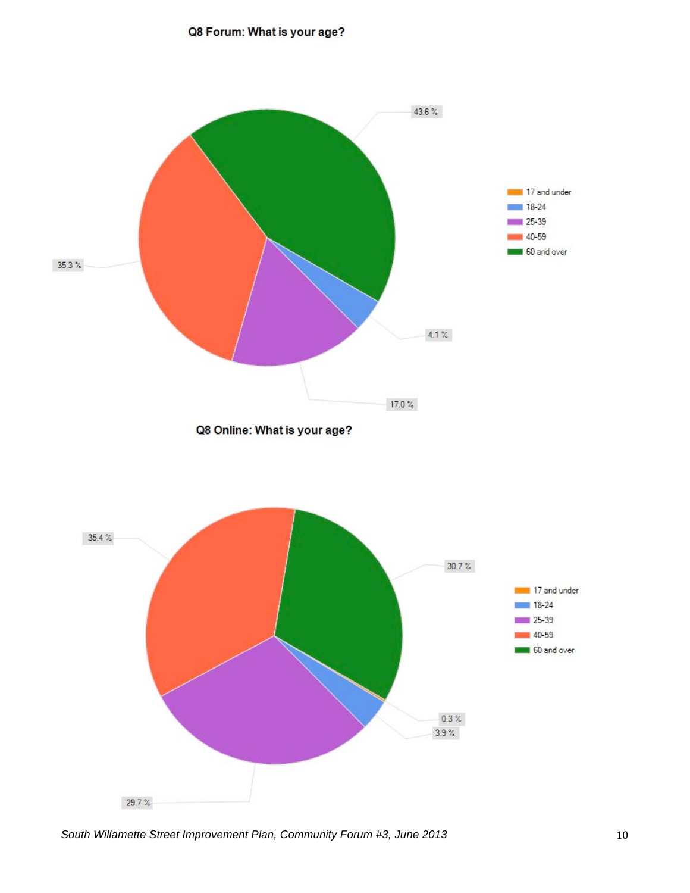**Q8 Forum: What is your age?**

| Age | Percent |
| --- | --- |
| 17 and under | |
| 18-24 | 4.1 % |
| 25-39 | 17.0 % |
| 40-59 | 35.3 % |
| 60 and over | 43.6 % |

**Q8 Online: What is your age?**

| Age | Percent |
| --- | --- |
| 17 and under | 0.3 % |
| 18-24 | 3.9 % |
| 25-39 | 29.7 % |
| 40-59 | 35.4 % |
| 60 and over | 30.7 % |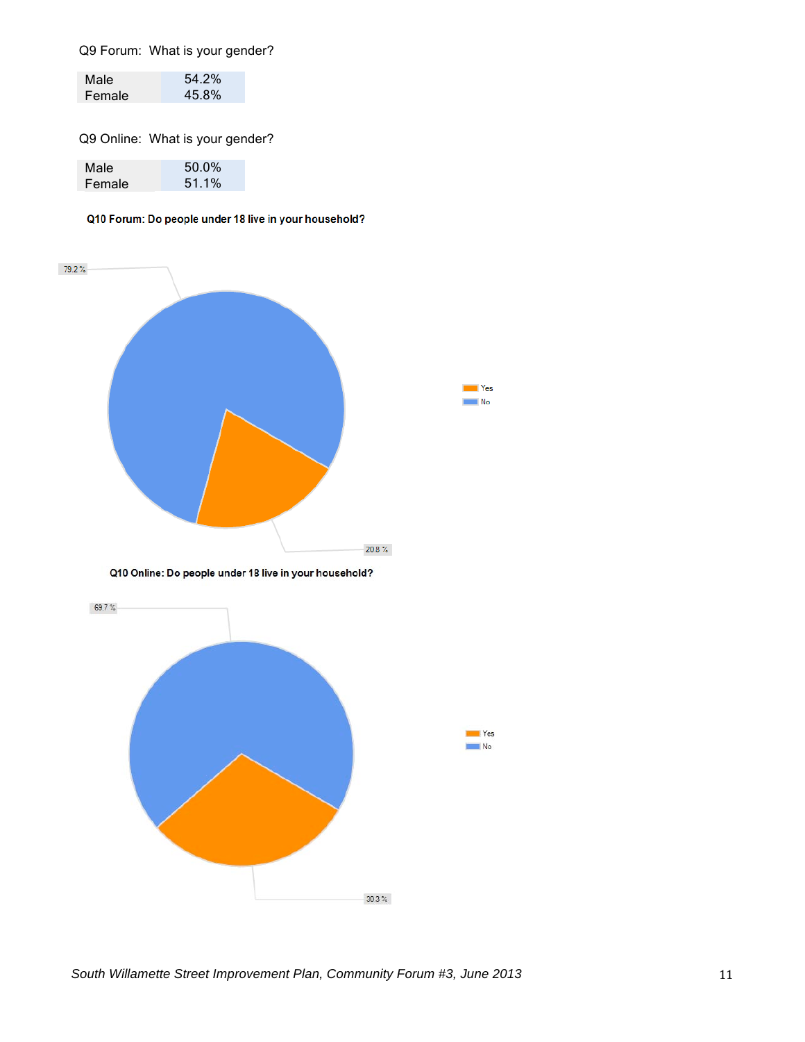Q9 Forum: What is your gender?

| | |
|---|---|
| Male | 54.2% |
| Female | 45.8% |

Q9 Online: What is your gender?

| | |
|---|---|
| Male | 50.0% |
| Female | 51.1% |

**Q10 Forum: Do people under 18 live in your household?**

79.2 %

20.8 %

Yes
No

**Q10 Online: Do people under 18 live in your household?**

69.7 %

30.3 %

Yes
No

*South Willamette Street Improvement Plan, Community Forum #3, June 2013*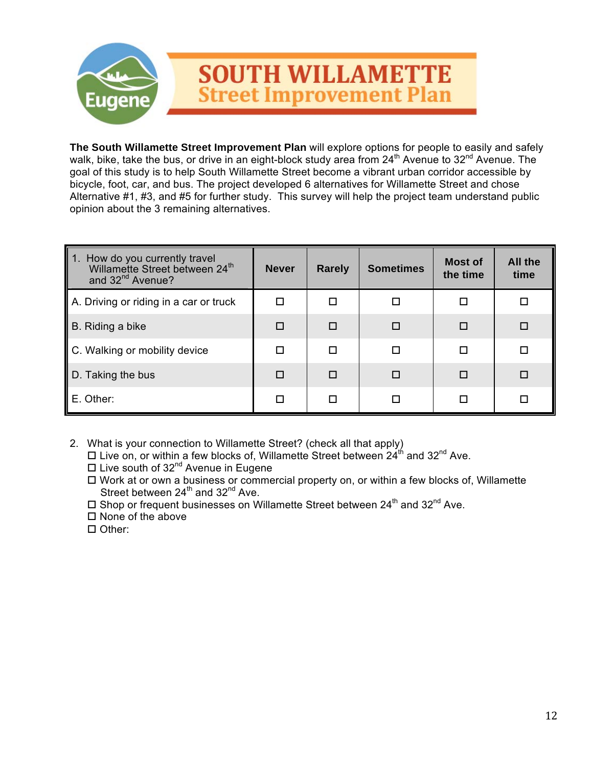# SOUTH WILLAMETTE
## Street Improvement Plan

**The South Willamette Street Improvement Plan** will explore options for people to easily and safely walk, bike, take the bus, or drive in an eight-block study area from 24th Avenue to 32nd Avenue. The goal of this study is to help South Willamette Street become a vibrant urban corridor accessible by bicycle, foot, car, and bus. The project developed 6 alternatives for Willamette Street and chose Alternative #1, #3, and #5 for further study. This survey will help the project team understand public opinion about the 3 remaining alternatives.

| 1. How do you currently travel Willamette Street between 24th and 32nd Avenue? | Never | Rarely | Sometimes | Most of the time | All the time |
|---|---|---|---|---|---|
| A. Driving or riding in a car or truck | ☐ | ☐ | ☐ | ☐ | ☐ |
| B. Riding a bike | ☐ | ☐ | ☐ | ☐ | ☐ |
| C. Walking or mobility device | ☐ | ☐ | ☐ | ☐ | ☐ |
| D. Taking the bus | ☐ | ☐ | ☐ | ☐ | ☐ |
| E. Other: | ☐ | ☐ | ☐ | ☐ | ☐ |

2. What is your connection to Willamette Street? (check all that apply)
   - ☐ Live on, or within a few blocks of, Willamette Street between 24th and 32nd Ave.
   - ☐ Live south of 32nd Avenue in Eugene
   - ☐ Work at or own a business or commercial property on, or within a few blocks of, Willamette Street between 24th and 32nd Ave.
   - ☐ Shop or frequent businesses on Willamette Street between 24th and 32nd Ave.
   - ☐ None of the above
   - ☐ Other: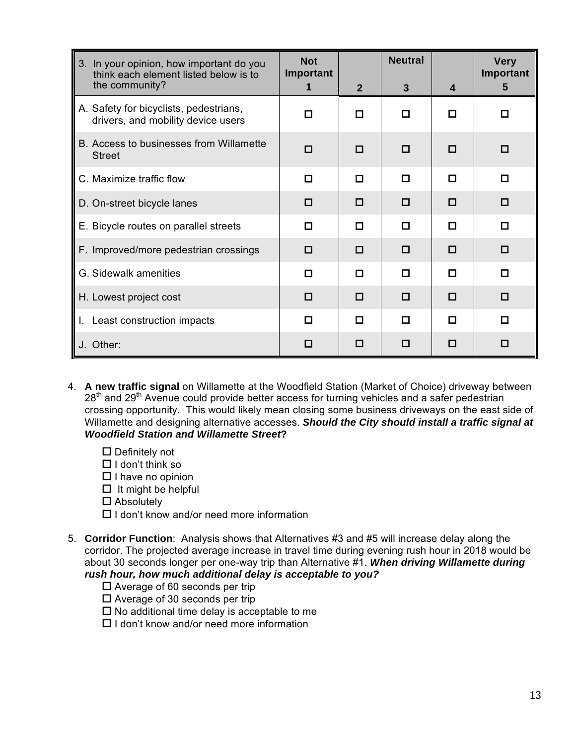| 3. In your opinion, how important do you think each element listed below is to the community? | Not Important 1 | 2 | Neutral 3 | 4 | Very Important 5 |
|---|---|---|---|---|---|
| A. Safety for bicyclists, pedestrians, drivers, and mobility device users | ☐ | ☐ | ☐ | ☐ | ☐ |
| B. Access to businesses from Willamette Street | ☐ | ☐ | ☐ | ☐ | ☐ |
| C. Maximize traffic flow | ☐ | ☐ | ☐ | ☐ | ☐ |
| D. On-street bicycle lanes | ☐ | ☐ | ☐ | ☐ | ☐ |
| E. Bicycle routes on parallel streets | ☐ | ☐ | ☐ | ☐ | ☐ |
| F. Improved/more pedestrian crossings | ☐ | ☐ | ☐ | ☐ | ☐ |
| G. Sidewalk amenities | ☐ | ☐ | ☐ | ☐ | ☐ |
| H. Lowest project cost | ☐ | ☐ | ☐ | ☐ | ☐ |
| I. Least construction impacts | ☐ | ☐ | ☐ | ☐ | ☐ |
| J. Other: | ☐ | ☐ | ☐ | ☐ | ☐ |

4. **A new traffic signal** on Willamette at the Woodfield Station (Market of Choice) driveway between 28th and 29th Avenue could provide better access for turning vehicles and a safer pedestrian crossing opportunity. This would likely mean closing some business driveways on the east side of Willamette and designing alternative accesses. ***Should the City should install a traffic signal at Woodfield Station and Willamette Street*?**

   ☐ Definitely not
   ☐ I don't think so
   ☐ I have no opinion
   ☐ It might be helpful
   ☐ Absolutely
   ☐ I don't know and/or need more information

5. **Corridor Function**: Analysis shows that Alternatives #3 and #5 will increase delay along the corridor. The projected average increase in travel time during evening rush hour in 2018 would be about 30 seconds longer per one-way trip than Alternative #1. ***When driving Willamette during rush hour, how much additional delay is acceptable to you?***

   ☐ Average of 60 seconds per trip
   ☐ Average of 30 seconds per trip
   ☐ No additional time delay is acceptable to me
   ☐ I don't know and/or need more information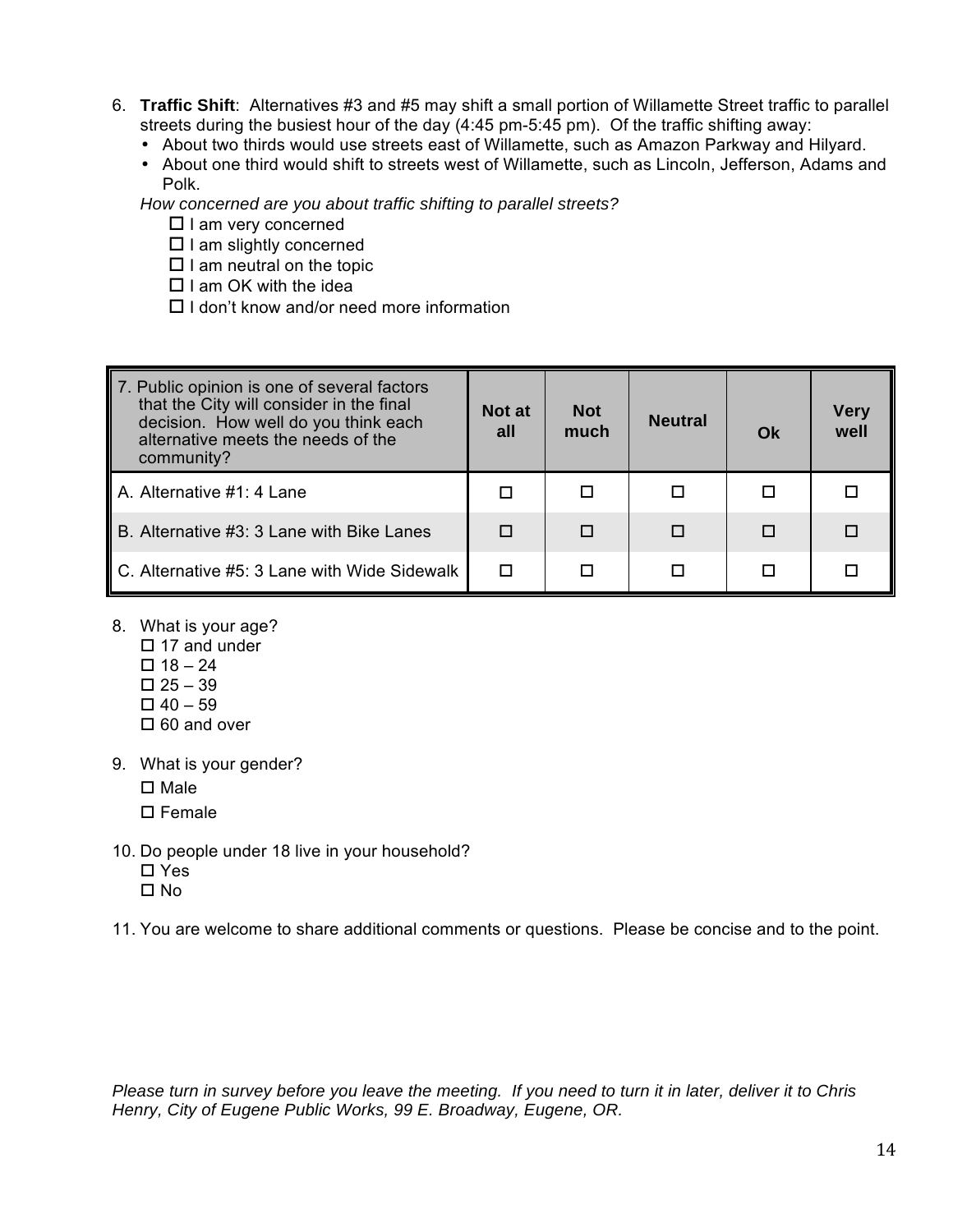6. **Traffic Shift**: Alternatives #3 and #5 may shift a small portion of Willamette Street traffic to parallel streets during the busiest hour of the day (4:45 pm-5:45 pm). Of the traffic shifting away:
   - About two thirds would use streets east of Willamette, such as Amazon Parkway and Hilyard.
   - About one third would shift to streets west of Willamette, such as Lincoln, Jefferson, Adams and Polk.

   *How concerned are you about traffic shifting to parallel streets?*

   - ☐ I am very concerned
   - ☐ I am slightly concerned
   - ☐ I am neutral on the topic
   - ☐ I am OK with the idea
   - ☐ I don't know and/or need more information

| 7. Public opinion is one of several factors that the City will consider in the final decision. How well do you think each alternative meets the needs of the community? | Not at all | Not much | Neutral | Ok | Very well |
|---|---|---|---|---|---|
| A. Alternative #1: 4 Lane | ☐ | ☐ | ☐ | ☐ | ☐ |
| B. Alternative #3: 3 Lane with Bike Lanes | ☐ | ☐ | ☐ | ☐ | ☐ |
| C. Alternative #5: 3 Lane with Wide Sidewalk | ☐ | ☐ | ☐ | ☐ | ☐ |

8. What is your age?
   - ☐ 17 and under
   - ☐ 18 – 24
   - ☐ 25 – 39
   - ☐ 40 – 59
   - ☐ 60 and over

9. What is your gender?
   - ☐ Male
   - ☐ Female

10. Do people under 18 live in your household?
    - ☐ Yes
    - ☐ No

11. You are welcome to share additional comments or questions. Please be concise and to the point.

*Please turn in survey before you leave the meeting. If you need to turn it in later, deliver it to Chris Henry, City of Eugene Public Works, 99 E. Broadway, Eugene, OR.*